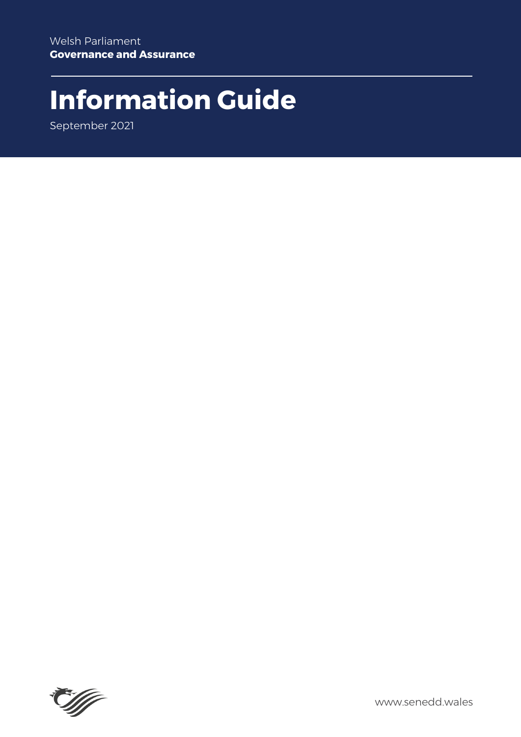Welsh Parliament
**Governance and Assurance**

# Information Guide

September 2021

www.senedd.wales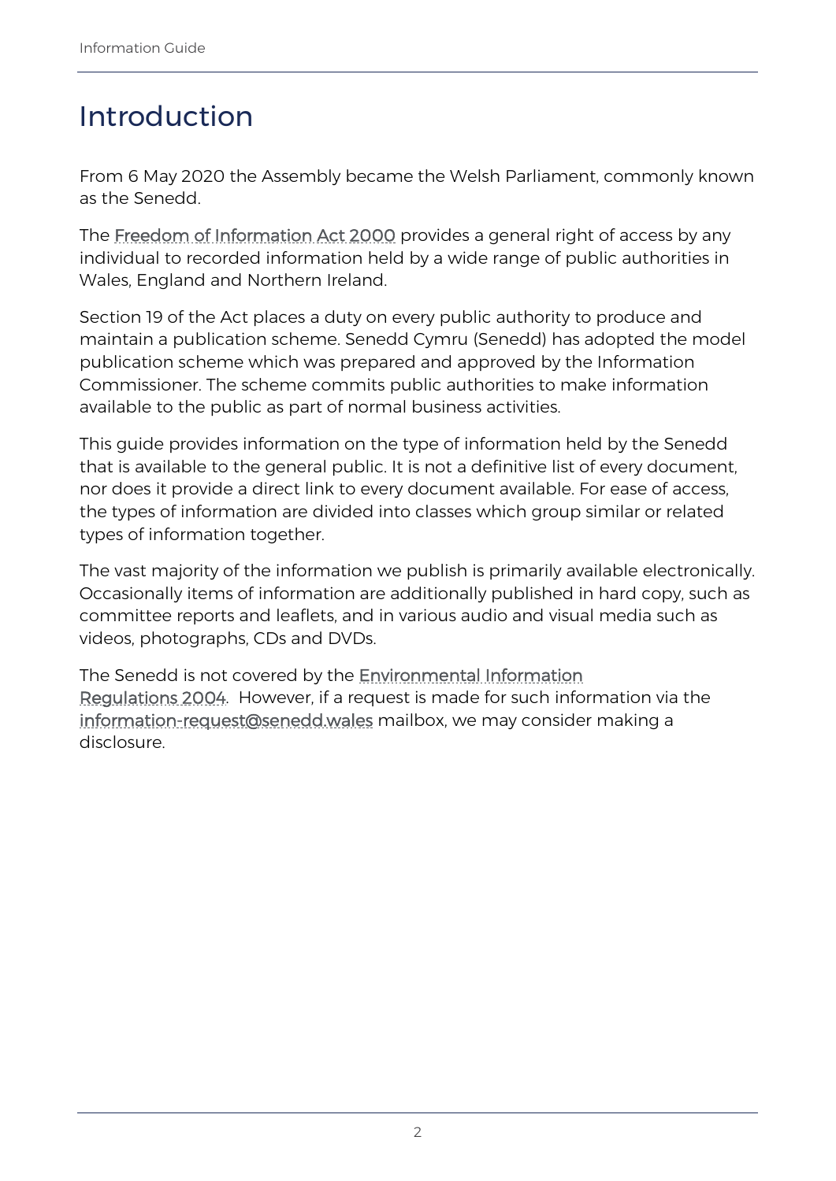# Introduction

From 6 May 2020 the Assembly became the Welsh Parliament, commonly known as the Senedd.

The Freedom of Information Act 2000 provides a general right of access by any individual to recorded information held by a wide range of public authorities in Wales, England and Northern Ireland.

Section 19 of the Act places a duty on every public authority to produce and maintain a publication scheme. Senedd Cymru (Senedd) has adopted the model publication scheme which was prepared and approved by the Information Commissioner. The scheme commits public authorities to make information available to the public as part of normal business activities.

This guide provides information on the type of information held by the Senedd that is available to the general public. It is not a definitive list of every document, nor does it provide a direct link to every document available. For ease of access, the types of information are divided into classes which group similar or related types of information together.

The vast majority of the information we publish is primarily available electronically. Occasionally items of information are additionally published in hard copy, such as committee reports and leaflets, and in various audio and visual media such as videos, photographs, CDs and DVDs.

The Senedd is not covered by the Environmental Information Regulations 2004. However, if a request is made for such information via the information-request@senedd.wales mailbox, we may consider making a disclosure.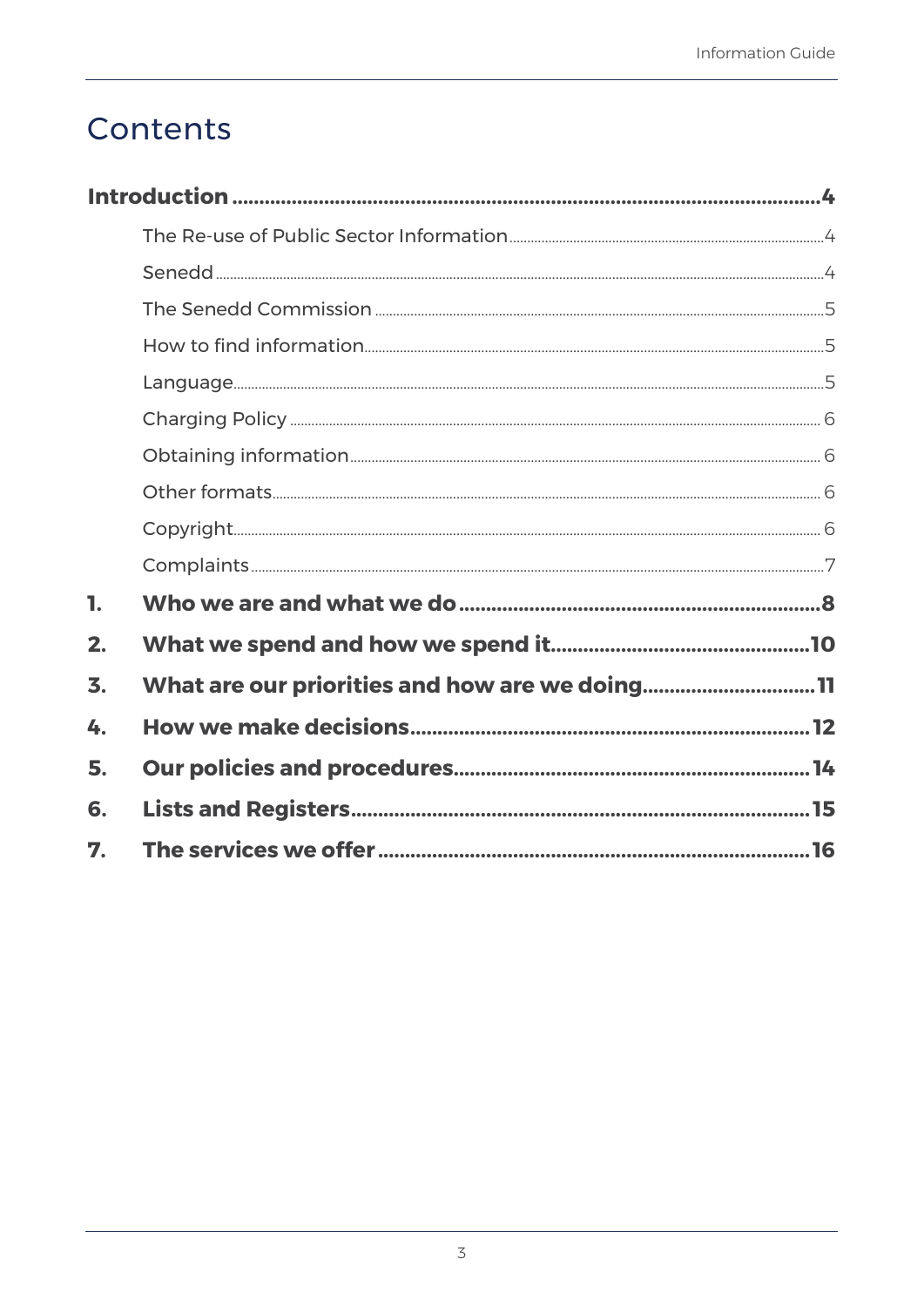# Contents

**Introduction** ..................................................................... **4**

- The Re-use of Public Sector Information ..................................... 4
- Senedd ..................................................................... 4
- The Senedd Commission ..................................................................... 5
- How to find information ..................................................................... 5
- Language ..................................................................... 5
- Charging Policy ..................................................................... 6
- Obtaining information ..................................................................... 6
- Other formats ..................................................................... 6
- Copyright ..................................................................... 6
- Complaints ..................................................................... 7

**1. Who we are and what we do** ..................................................................... **8**

**2. What we spend and how we spend it** ..................................................................... **10**

**3. What are our priorities and how are we doing** ..................................................................... **11**

**4. How we make decisions** ..................................................................... **12**

**5. Our policies and procedures** ..................................................................... **14**

**6. Lists and Registers** ..................................................................... **15**

**7. The services we offer** ..................................................................... **16**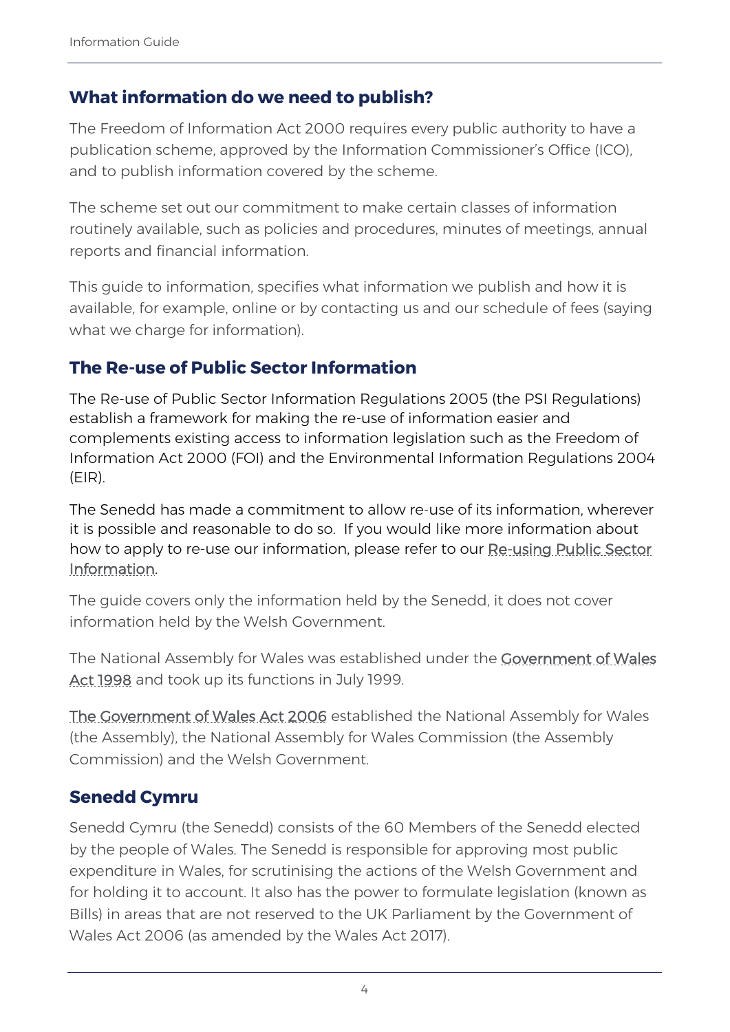## What information do we need to publish?

The Freedom of Information Act 2000 requires every public authority to have a publication scheme, approved by the Information Commissioner's Office (ICO), and to publish information covered by the scheme.

The scheme set out our commitment to make certain classes of information routinely available, such as policies and procedures, minutes of meetings, annual reports and financial information.

This guide to information, specifies what information we publish and how it is available, for example, online or by contacting us and our schedule of fees (saying what we charge for information).

## The Re-use of Public Sector Information

The Re-use of Public Sector Information Regulations 2005 (the PSI Regulations) establish a framework for making the re-use of information easier and complements existing access to information legislation such as the Freedom of Information Act 2000 (FOI) and the Environmental Information Regulations 2004 (EIR).

The Senedd has made a commitment to allow re-use of its information, wherever it is possible and reasonable to do so. If you would like more information about how to apply to re-use our information, please refer to our Re-using Public Sector Information.

The guide covers only the information held by the Senedd, it does not cover information held by the Welsh Government.

The National Assembly for Wales was established under the Government of Wales Act 1998 and took up its functions in July 1999.

The Government of Wales Act 2006 established the National Assembly for Wales (the Assembly), the National Assembly for Wales Commission (the Assembly Commission) and the Welsh Government.

## Senedd Cymru

Senedd Cymru (the Senedd) consists of the 60 Members of the Senedd elected by the people of Wales. The Senedd is responsible for approving most public expenditure in Wales, for scrutinising the actions of the Welsh Government and for holding it to account. It also has the power to formulate legislation (known as Bills) in areas that are not reserved to the UK Parliament by the Government of Wales Act 2006 (as amended by the Wales Act 2017).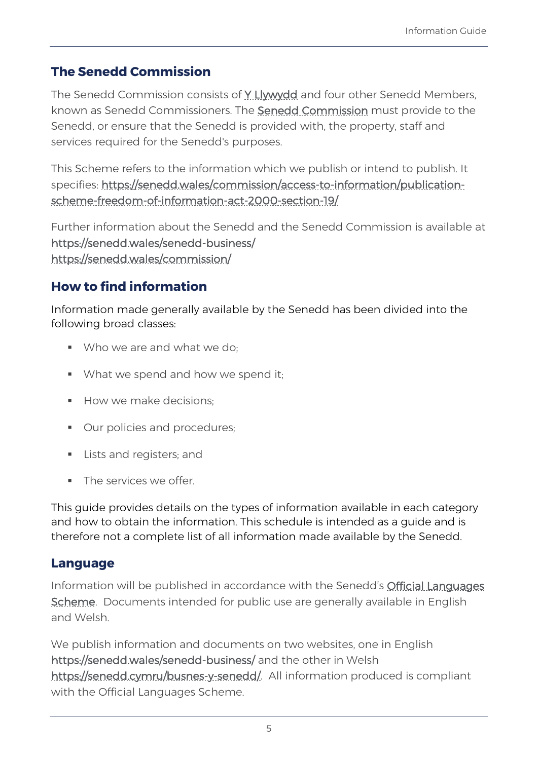## The Senedd Commission

The Senedd Commission consists of Y Llywydd and four other Senedd Members, known as Senedd Commissioners. The Senedd Commission must provide to the Senedd, or ensure that the Senedd is provided with, the property, staff and services required for the Senedd's purposes.

This Scheme refers to the information which we publish or intend to publish. It specifies: https://senedd.wales/commission/access-to-information/publication-scheme-freedom-of-information-act-2000-section-19/

Further information about the Senedd and the Senedd Commission is available at
https://senedd.wales/senedd-business/
https://senedd.wales/commission/

## How to find information

Information made generally available by the Senedd has been divided into the following broad classes:

- Who we are and what we do;
- What we spend and how we spend it;
- How we make decisions;
- Our policies and procedures;
- Lists and registers; and
- The services we offer.

This guide provides details on the types of information available in each category and how to obtain the information. This schedule is intended as a guide and is therefore not a complete list of all information made available by the Senedd.

## Language

Information will be published in accordance with the Senedd's Official Languages Scheme. Documents intended for public use are generally available in English and Welsh.

We publish information and documents on two websites, one in English https://senedd.wales/senedd-business/ and the other in Welsh https://senedd.cymru/busnes-y-senedd/. All information produced is compliant with the Official Languages Scheme.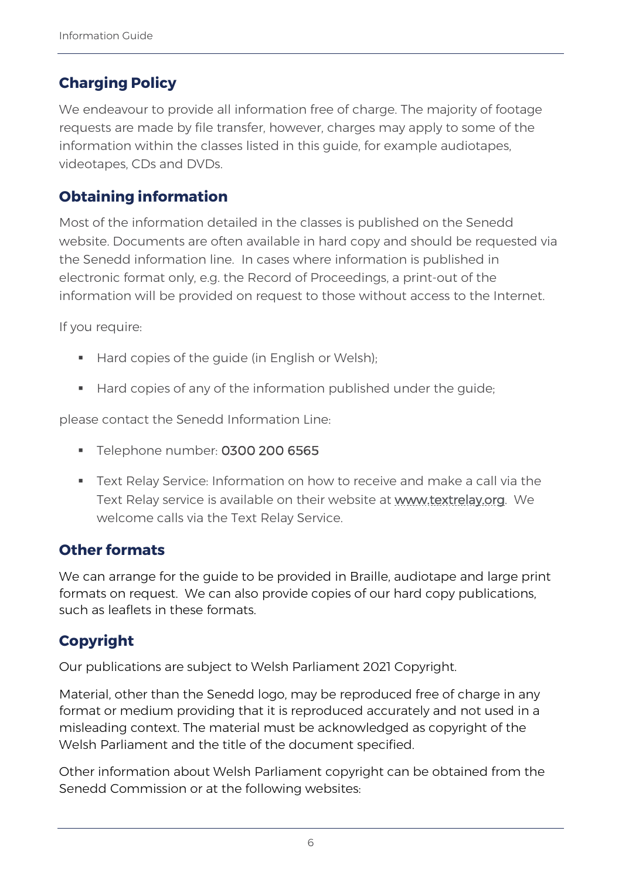## Charging Policy

We endeavour to provide all information free of charge. The majority of footage requests are made by file transfer, however, charges may apply to some of the information within the classes listed in this guide, for example audiotapes, videotapes, CDs and DVDs.

## Obtaining information

Most of the information detailed in the classes is published on the Senedd website. Documents are often available in hard copy and should be requested via the Senedd information line. In cases where information is published in electronic format only, e.g. the Record of Proceedings, a print-out of the information will be provided on request to those without access to the Internet.

If you require:

- Hard copies of the guide (in English or Welsh);
- Hard copies of any of the information published under the guide;

please contact the Senedd Information Line:

- Telephone number: 0300 200 6565
- Text Relay Service: Information on how to receive and make a call via the Text Relay service is available on their website at www.textrelay.org. We welcome calls via the Text Relay Service.

## Other formats

We can arrange for the guide to be provided in Braille, audiotape and large print formats on request. We can also provide copies of our hard copy publications, such as leaflets in these formats.

## Copyright

Our publications are subject to Welsh Parliament 2021 Copyright.

Material, other than the Senedd logo, may be reproduced free of charge in any format or medium providing that it is reproduced accurately and not used in a misleading context. The material must be acknowledged as copyright of the Welsh Parliament and the title of the document specified.

Other information about Welsh Parliament copyright can be obtained from the Senedd Commission or at the following websites: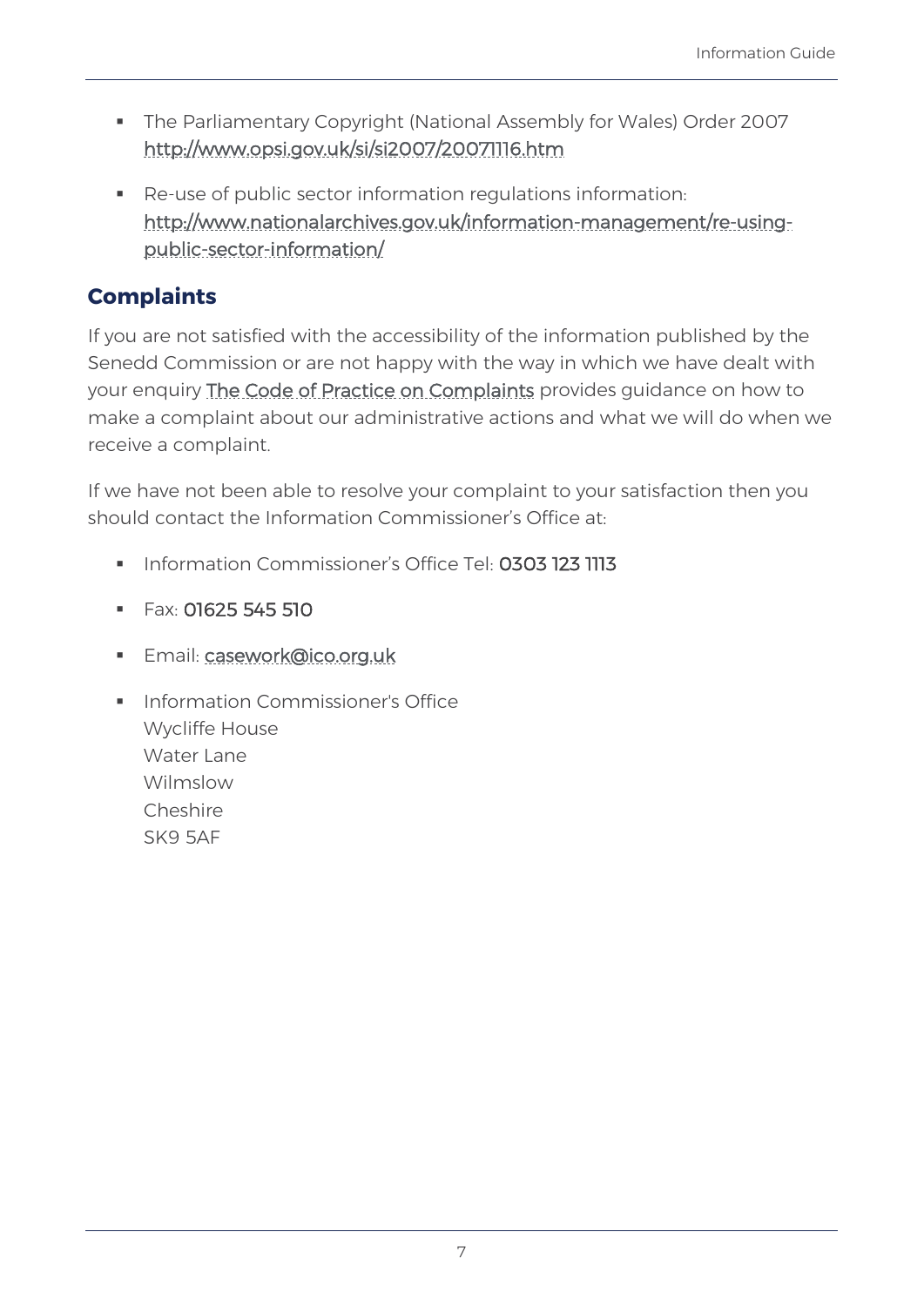- The Parliamentary Copyright (National Assembly for Wales) Order 2007 http://www.opsi.gov.uk/si/si2007/20071116.htm
- Re-use of public sector information regulations information: http://www.nationalarchives.gov.uk/information-management/re-using-public-sector-information/

## Complaints

If you are not satisfied with the accessibility of the information published by the Senedd Commission or are not happy with the way in which we have dealt with your enquiry The Code of Practice on Complaints provides guidance on how to make a complaint about our administrative actions and what we will do when we receive a complaint.

If we have not been able to resolve your complaint to your satisfaction then you should contact the Information Commissioner's Office at:

- Information Commissioner's Office Tel: 0303 123 1113
- Fax: 01625 545 510
- Email: casework@ico.org.uk
- Information Commissioner's Office  
  Wycliffe House  
  Water Lane  
  Wilmslow  
  Cheshire  
  SK9 5AF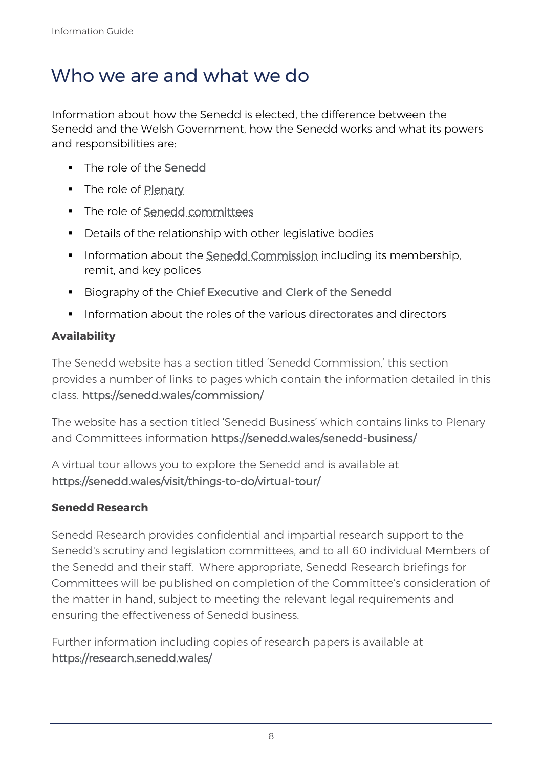# Who we are and what we do

Information about how the Senedd is elected, the difference between the Senedd and the Welsh Government, how the Senedd works and what its powers and responsibilities are:

- The role of the Senedd
- The role of Plenary
- The role of Senedd committees
- Details of the relationship with other legislative bodies
- Information about the Senedd Commission including its membership, remit, and key polices
- Biography of the Chief Executive and Clerk of the Senedd
- Information about the roles of the various directorates and directors

**Availability**

The Senedd website has a section titled 'Senedd Commission,' this section provides a number of links to pages which contain the information detailed in this class. https://senedd.wales/commission/

The website has a section titled 'Senedd Business' which contains links to Plenary and Committees information https://senedd.wales/senedd-business/

A virtual tour allows you to explore the Senedd and is available at https://senedd.wales/visit/things-to-do/virtual-tour/

**Senedd Research**

Senedd Research provides confidential and impartial research support to the Senedd's scrutiny and legislation committees, and to all 60 individual Members of the Senedd and their staff. Where appropriate, Senedd Research briefings for Committees will be published on completion of the Committee's consideration of the matter in hand, subject to meeting the relevant legal requirements and ensuring the effectiveness of Senedd business.

Further information including copies of research papers is available at https://research.senedd.wales/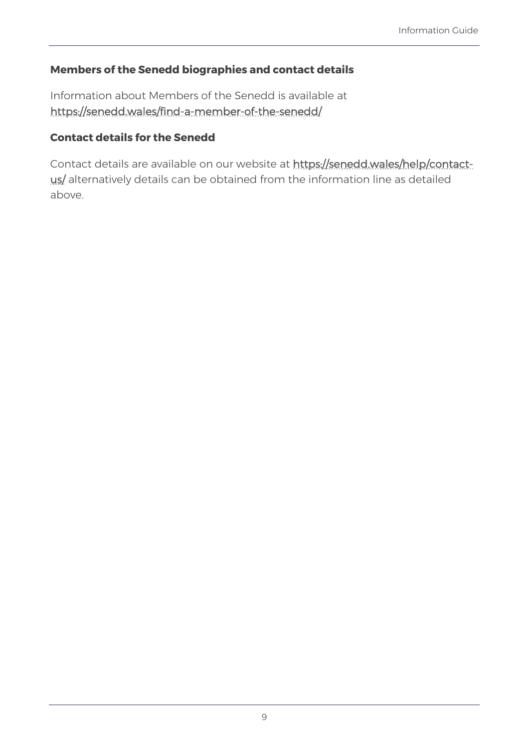### Members of the Senedd biographies and contact details

Information about Members of the Senedd is available at https://senedd.wales/find-a-member-of-the-senedd/

### Contact details for the Senedd

Contact details are available on our website at https://senedd.wales/help/contact-us/ alternatively details can be obtained from the information line as detailed above.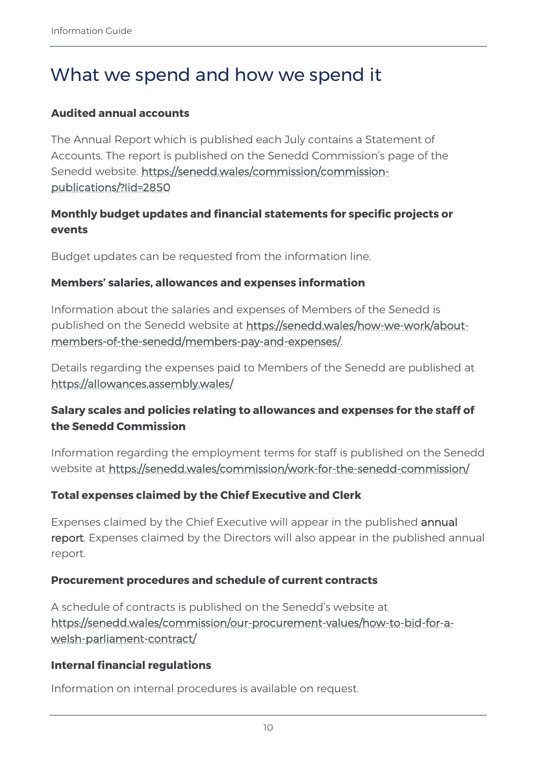# What we spend and how we spend it

**Audited annual accounts**

The Annual Report which is published each July contains a Statement of Accounts. The report is published on the Senedd Commission's page of the Senedd website. https://senedd.wales/commission/commission-publications/?lid=2850

**Monthly budget updates and financial statements for specific projects or events**

Budget updates can be requested from the information line.

**Members' salaries, allowances and expenses information**

Information about the salaries and expenses of Members of the Senedd is published on the Senedd website at https://senedd.wales/how-we-work/about-members-of-the-senedd/members-pay-and-expenses/.

Details regarding the expenses paid to Members of the Senedd are published at https://allowances.assembly.wales/

**Salary scales and policies relating to allowances and expenses for the staff of the Senedd Commission**

Information regarding the employment terms for staff is published on the Senedd website at https://senedd.wales/commission/work-for-the-senedd-commission/

**Total expenses claimed by the Chief Executive and Clerk**

Expenses claimed by the Chief Executive will appear in the published annual report. Expenses claimed by the Directors will also appear in the published annual report.

**Procurement procedures and schedule of current contracts**

A schedule of contracts is published on the Senedd's website at https://senedd.wales/commission/our-procurement-values/how-to-bid-for-a-welsh-parliament-contract/

**Internal financial regulations**

Information on internal procedures is available on request.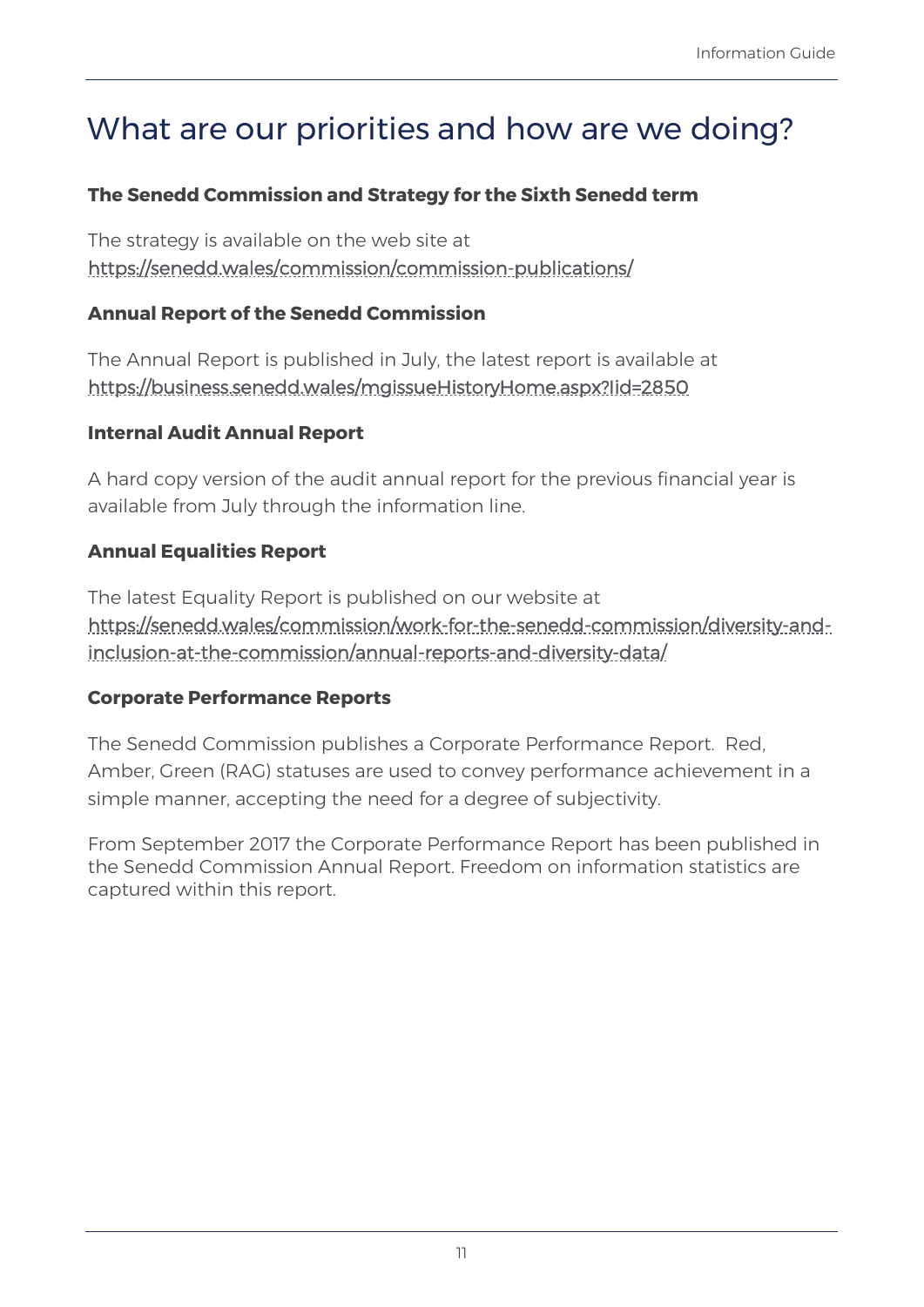# What are our priorities and how are we doing?

**The Senedd Commission and Strategy for the Sixth Senedd term**

The strategy is available on the web site at
https://senedd.wales/commission/commission-publications/

**Annual Report of the Senedd Commission**

The Annual Report is published in July, the latest report is available at
https://business.senedd.wales/mgIssueHistoryHome.aspx?IId=2850

**Internal Audit Annual Report**

A hard copy version of the audit annual report for the previous financial year is available from July through the information line.

**Annual Equalities Report**

The latest Equality Report is published on our website at
https://senedd.wales/commission/work-for-the-senedd-commission/diversity-and-inclusion-at-the-commission/annual-reports-and-diversity-data/

**Corporate Performance Reports**

The Senedd Commission publishes a Corporate Performance Report. Red, Amber, Green (RAG) statuses are used to convey performance achievement in a simple manner, accepting the need for a degree of subjectivity.

From September 2017 the Corporate Performance Report has been published in the Senedd Commission Annual Report. Freedom on information statistics are captured within this report.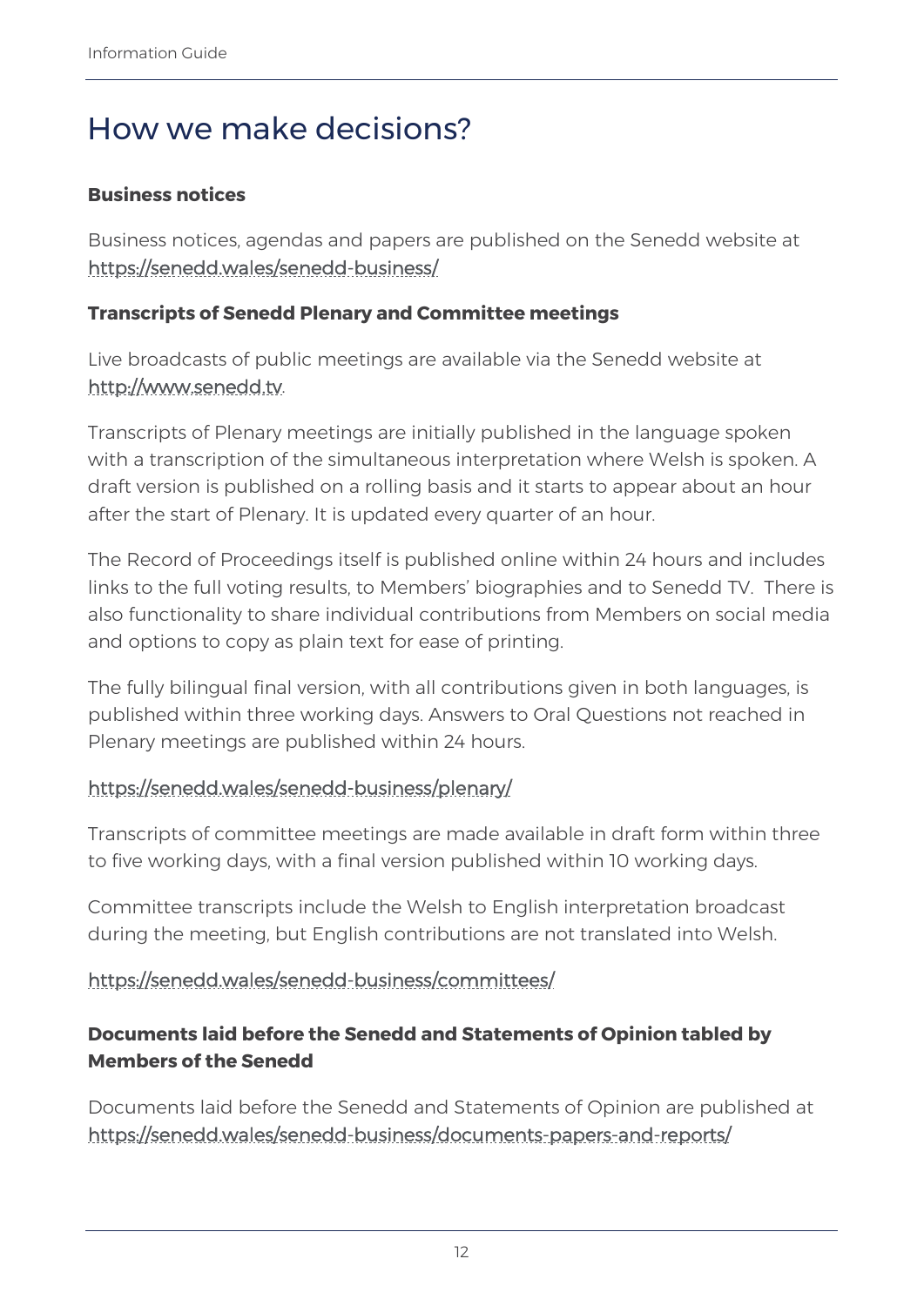# How we make decisions?

**Business notices**

Business notices, agendas and papers are published on the Senedd website at https://senedd.wales/senedd-business/

**Transcripts of Senedd Plenary and Committee meetings**

Live broadcasts of public meetings are available via the Senedd website at http://www.senedd.tv.

Transcripts of Plenary meetings are initially published in the language spoken with a transcription of the simultaneous interpretation where Welsh is spoken. A draft version is published on a rolling basis and it starts to appear about an hour after the start of Plenary. It is updated every quarter of an hour.

The Record of Proceedings itself is published online within 24 hours and includes links to the full voting results, to Members' biographies and to Senedd TV. There is also functionality to share individual contributions from Members on social media and options to copy as plain text for ease of printing.

The fully bilingual final version, with all contributions given in both languages, is published within three working days. Answers to Oral Questions not reached in Plenary meetings are published within 24 hours.

https://senedd.wales/senedd-business/plenary/

Transcripts of committee meetings are made available in draft form within three to five working days, with a final version published within 10 working days.

Committee transcripts include the Welsh to English interpretation broadcast during the meeting, but English contributions are not translated into Welsh.

https://senedd.wales/senedd-business/committees/

**Documents laid before the Senedd and Statements of Opinion tabled by Members of the Senedd**

Documents laid before the Senedd and Statements of Opinion are published at https://senedd.wales/senedd-business/documents-papers-and-reports/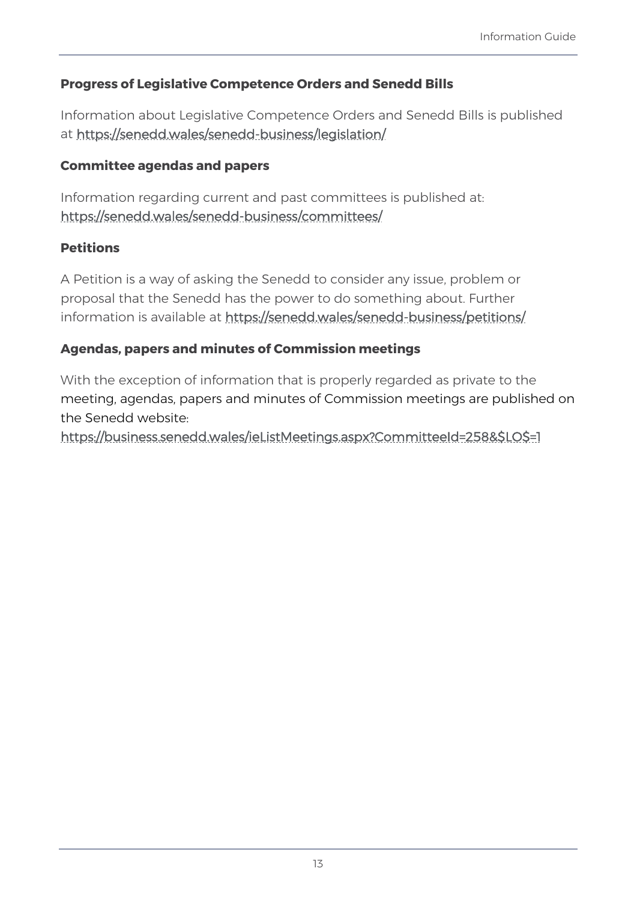**Progress of Legislative Competence Orders and Senedd Bills**

Information about Legislative Competence Orders and Senedd Bills is published at https://senedd.wales/senedd-business/legislation/

**Committee agendas and papers**

Information regarding current and past committees is published at: https://senedd.wales/senedd-business/committees/

**Petitions**

A Petition is a way of asking the Senedd to consider any issue, problem or proposal that the Senedd has the power to do something about. Further information is available at https://senedd.wales/senedd-business/petitions/

**Agendas, papers and minutes of Commission meetings**

With the exception of information that is properly regarded as private to the meeting, agendas, papers and minutes of Commission meetings are published on the Senedd website:
https://business.senedd.wales/ieListMeetings.aspx?CommitteeId=258&$LO$=1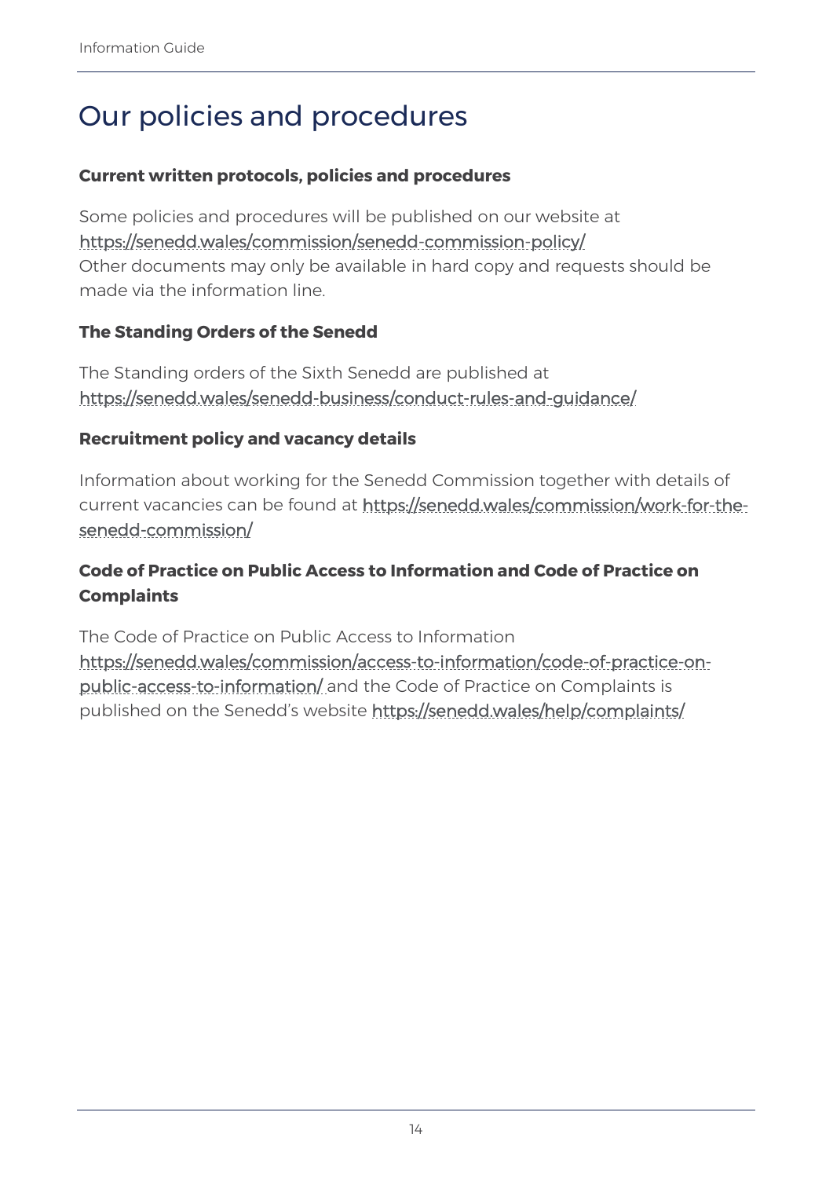# Our policies and procedures

**Current written protocols, policies and procedures**

Some policies and procedures will be published on our website at https://senedd.wales/commission/senedd-commission-policy/
Other documents may only be available in hard copy and requests should be made via the information line.

**The Standing Orders of the Senedd**

The Standing orders of the Sixth Senedd are published at https://senedd.wales/senedd-business/conduct-rules-and-guidance/

**Recruitment policy and vacancy details**

Information about working for the Senedd Commission together with details of current vacancies can be found at https://senedd.wales/commission/work-for-the-senedd-commission/

**Code of Practice on Public Access to Information and Code of Practice on Complaints**

The Code of Practice on Public Access to Information https://senedd.wales/commission/access-to-information/code-of-practice-on-public-access-to-information/ and the Code of Practice on Complaints is published on the Senedd's website https://senedd.wales/help/complaints/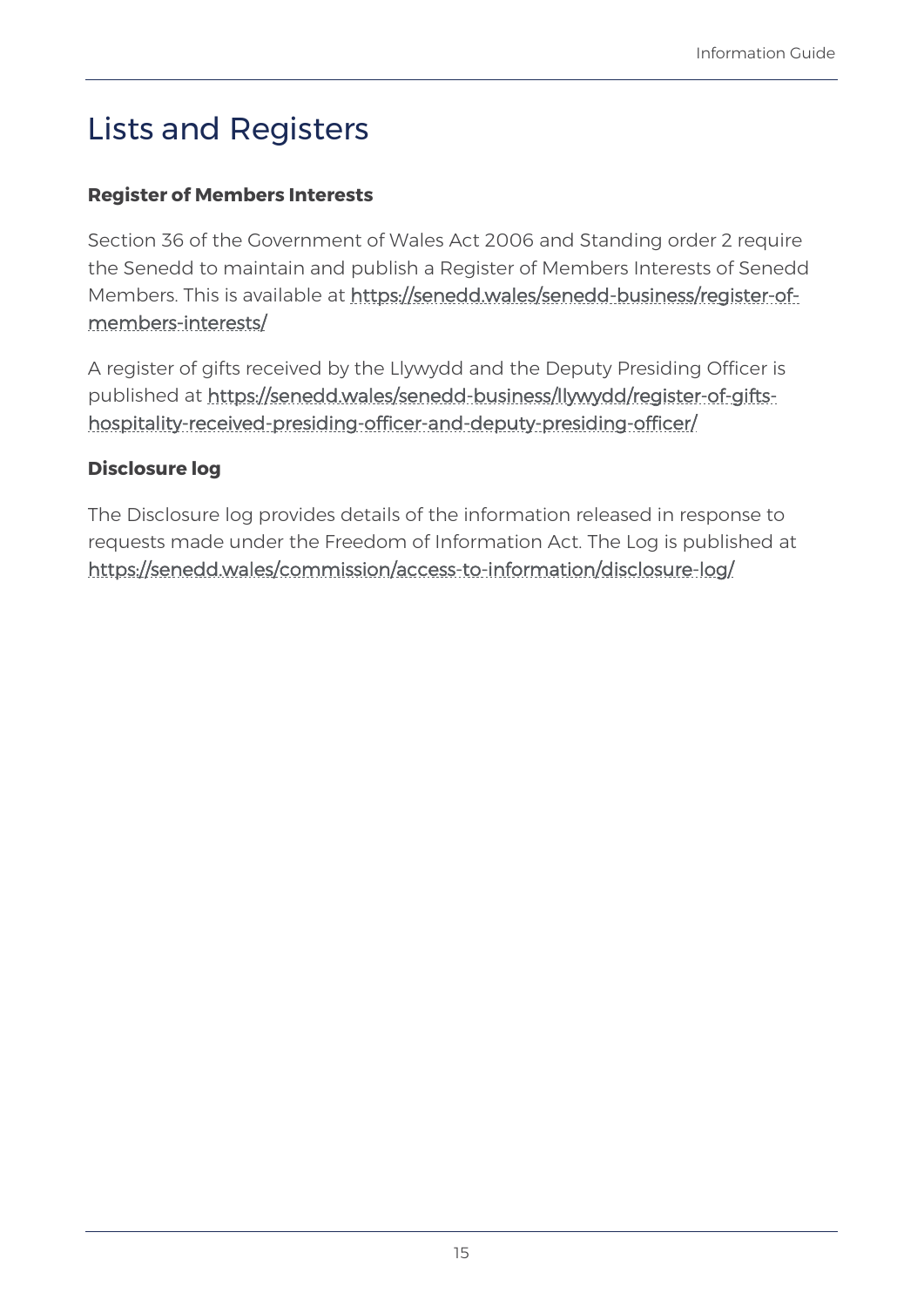# Lists and Registers

**Register of Members Interests**

Section 36 of the Government of Wales Act 2006 and Standing order 2 require the Senedd to maintain and publish a Register of Members Interests of Senedd Members. This is available at https://senedd.wales/senedd-business/register-of-members-interests/

A register of gifts received by the Llywydd and the Deputy Presiding Officer is published at https://senedd.wales/senedd-business/llywydd/register-of-gifts-hospitality-received-presiding-officer-and-deputy-presiding-officer/

**Disclosure log**

The Disclosure log provides details of the information released in response to requests made under the Freedom of Information Act. The Log is published at https://senedd.wales/commission/access-to-information/disclosure-log/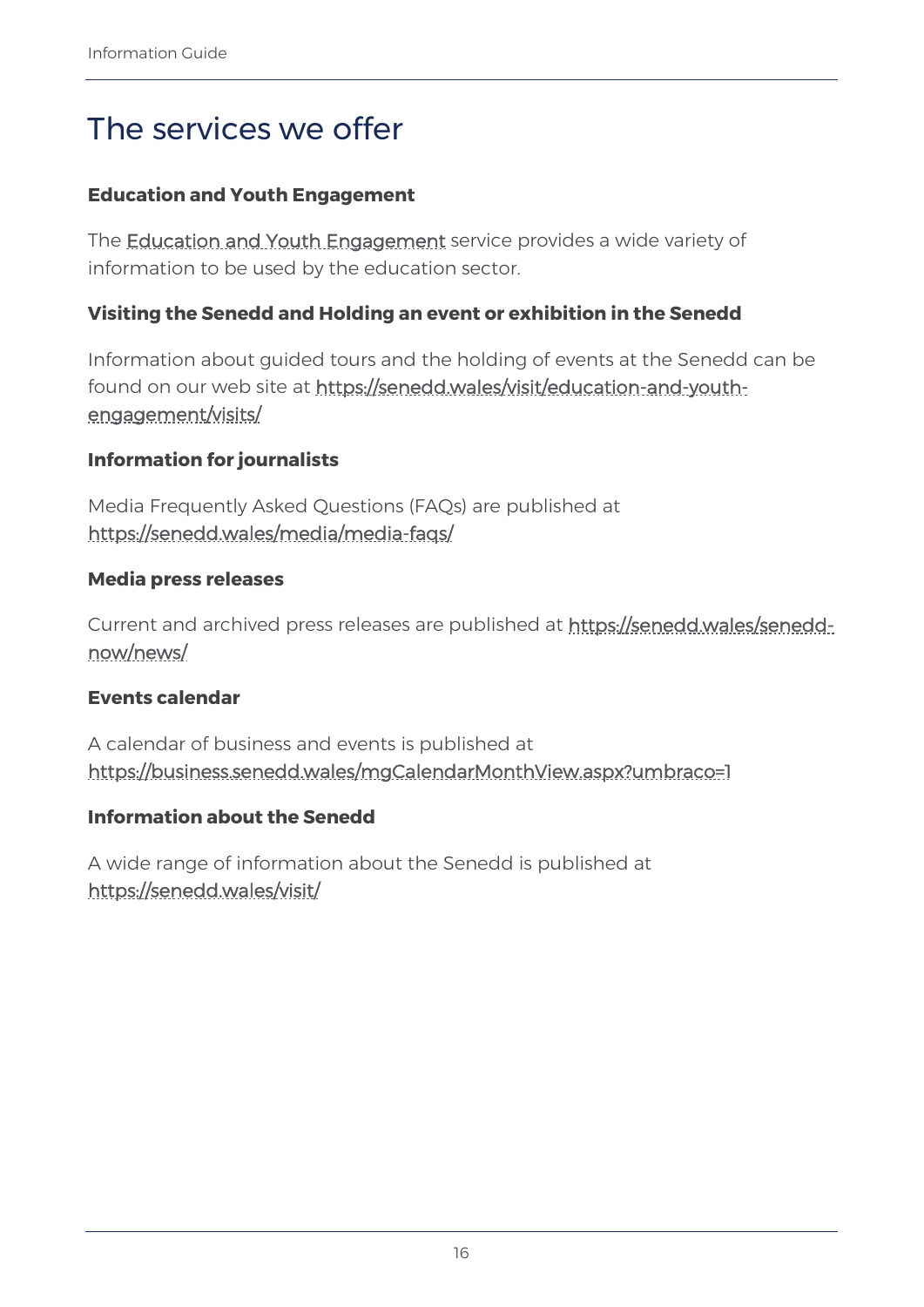# The services we offer

**Education and Youth Engagement**

The Education and Youth Engagement service provides a wide variety of information to be used by the education sector.

**Visiting the Senedd and Holding an event or exhibition in the Senedd**

Information about guided tours and the holding of events at the Senedd can be found on our web site at https://senedd.wales/visit/education-and-youth-engagement/visits/

**Information for journalists**

Media Frequently Asked Questions (FAQs) are published at https://senedd.wales/media/media-faqs/

**Media press releases**

Current and archived press releases are published at https://senedd.wales/senedd-now/news/

**Events calendar**

A calendar of business and events is published at https://business.senedd.wales/mgCalendarMonthView.aspx?umbraco=1

**Information about the Senedd**

A wide range of information about the Senedd is published at https://senedd.wales/visit/